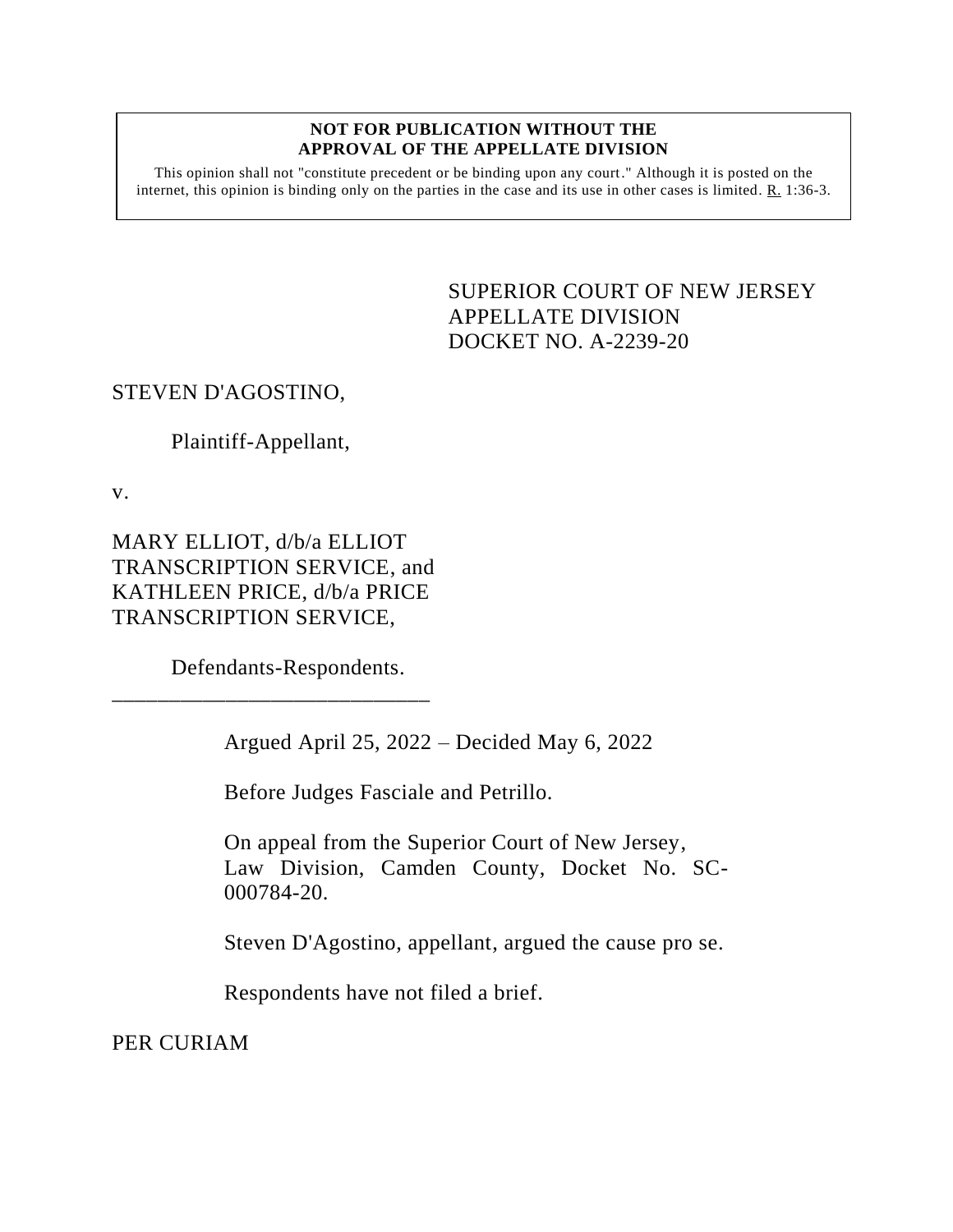**NOT FOR PUBLICATION WITHOUT THE APPROVAL OF THE APPELLATE DIVISION**

This opinion shall not "constitute precedent or be binding upon any court." Although it is posted on the internet, this opinion is binding only on the parties in the case and its use in other cases is limited. R. 1:36-3.

SUPERIOR COURT OF NEW JERSEY
APPELLATE DIVISION
DOCKET NO. A-2239-20

STEVEN D'AGOSTINO,

Plaintiff-Appellant,

v.

MARY ELLIOT, d/b/a ELLIOT TRANSCRIPTION SERVICE, and KATHLEEN PRICE, d/b/a PRICE TRANSCRIPTION SERVICE,

Defendants-Respondents.

\_\_\_\_\_\_\_\_\_\_\_\_\_\_\_\_\_\_\_\_\_\_\_\_\_\_\_\_

Argued April 25, 2022 – Decided May 6, 2022

Before Judges Fasciale and Petrillo.

On appeal from the Superior Court of New Jersey, Law Division, Camden County, Docket No. SC-000784-20.

Steven D'Agostino, appellant, argued the cause pro se.

Respondents have not filed a brief.

PER CURIAM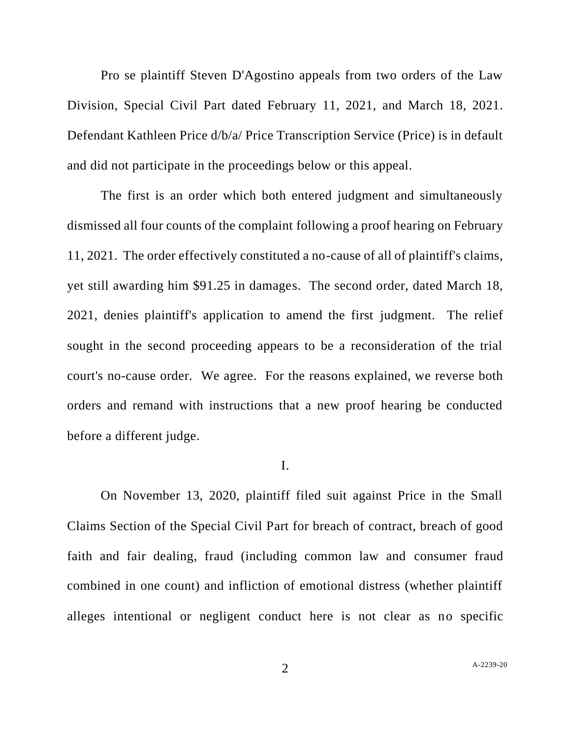Pro se plaintiff Steven D'Agostino appeals from two orders of the Law Division, Special Civil Part dated February 11, 2021, and March 18, 2021. Defendant Kathleen Price d/b/a/ Price Transcription Service (Price) is in default and did not participate in the proceedings below or this appeal.

The first is an order which both entered judgment and simultaneously dismissed all four counts of the complaint following a proof hearing on February 11, 2021. The order effectively constituted a no-cause of all of plaintiff's claims, yet still awarding him $91.25 in damages. The second order, dated March 18, 2021, denies plaintiff's application to amend the first judgment. The relief sought in the second proceeding appears to be a reconsideration of the trial court's no-cause order. We agree. For the reasons explained, we reverse both orders and remand with instructions that a new proof hearing be conducted before a different judge.

## I.

On November 13, 2020, plaintiff filed suit against Price in the Small Claims Section of the Special Civil Part for breach of contract, breach of good faith and fair dealing, fraud (including common law and consumer fraud combined in one count) and infliction of emotional distress (whether plaintiff alleges intentional or negligent conduct here is not clear as no specific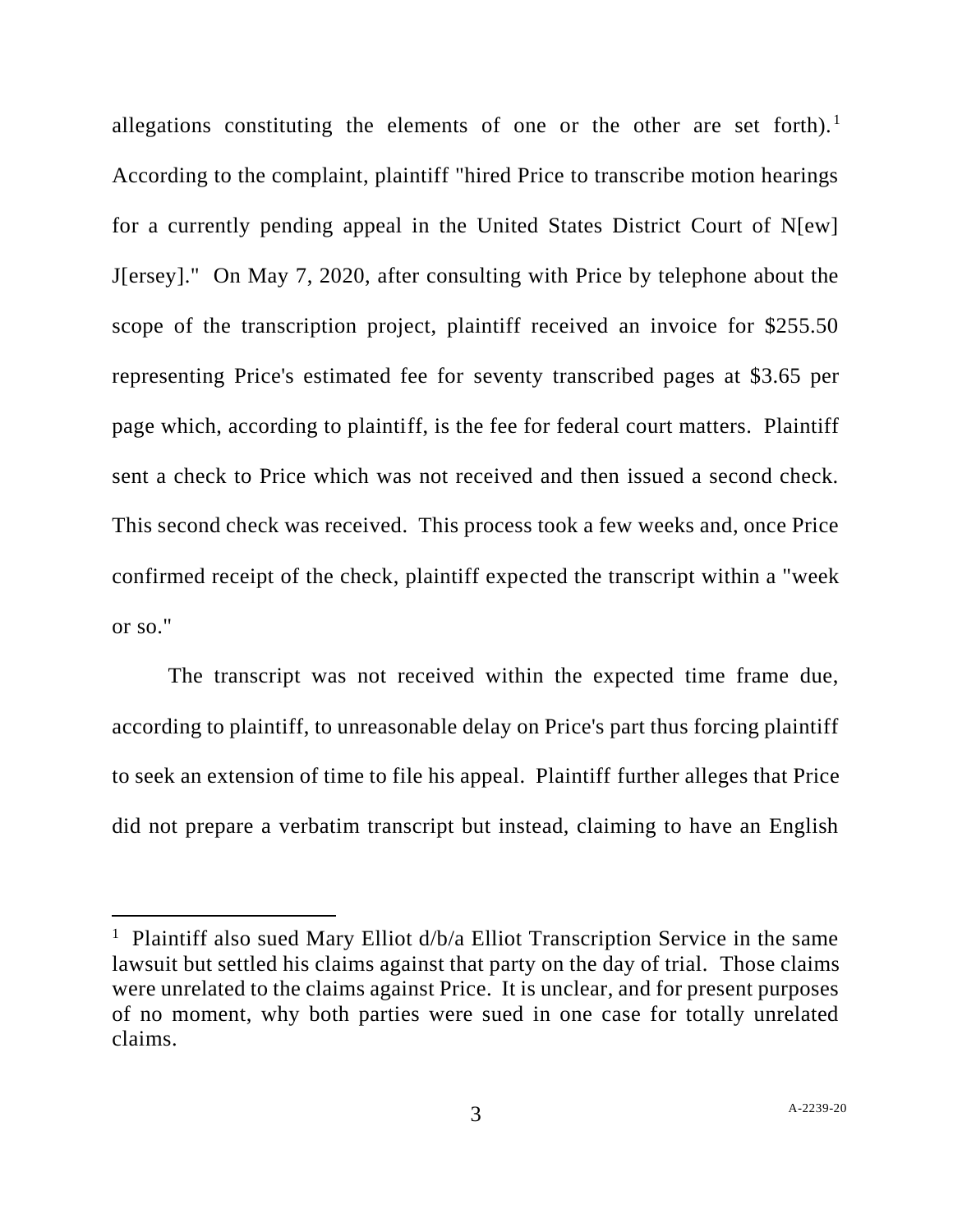allegations constituting the elements of one or the other are set forth).[1] According to the complaint, plaintiff "hired Price to transcribe motion hearings for a currently pending appeal in the United States District Court of N[ew] J[ersey]." On May 7, 2020, after consulting with Price by telephone about the scope of the transcription project, plaintiff received an invoice for $255.50 representing Price's estimated fee for seventy transcribed pages at $3.65 per page which, according to plaintiff, is the fee for federal court matters. Plaintiff sent a check to Price which was not received and then issued a second check. This second check was received. This process took a few weeks and, once Price confirmed receipt of the check, plaintiff expected the transcript within a "week or so."

The transcript was not received within the expected time frame due, according to plaintiff, to unreasonable delay on Price's part thus forcing plaintiff to seek an extension of time to file his appeal. Plaintiff further alleges that Price did not prepare a verbatim transcript but instead, claiming to have an English

---

[1] Plaintiff also sued Mary Elliot d/b/a Elliot Transcription Service in the same lawsuit but settled his claims against that party on the day of trial. Those claims were unrelated to the claims against Price. It is unclear, and for present purposes of no moment, why both parties were sued in one case for totally unrelated claims.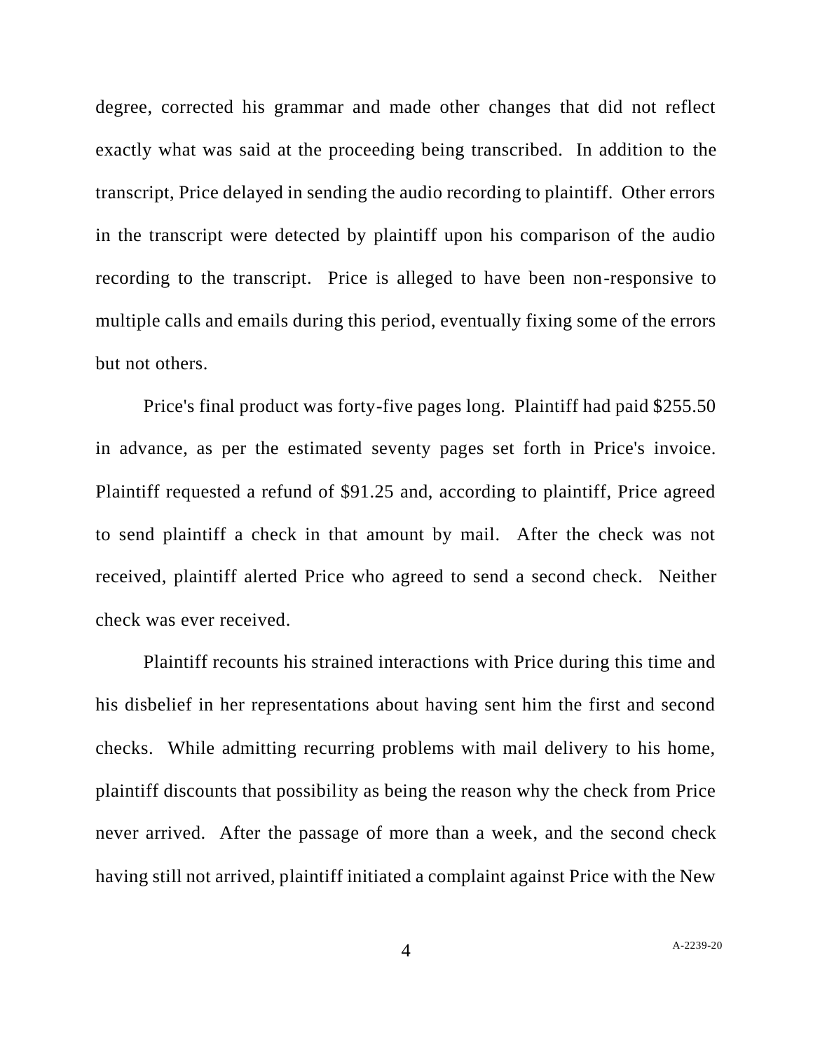degree, corrected his grammar and made other changes that did not reflect exactly what was said at the proceeding being transcribed. In addition to the transcript, Price delayed in sending the audio recording to plaintiff. Other errors in the transcript were detected by plaintiff upon his comparison of the audio recording to the transcript. Price is alleged to have been non-responsive to multiple calls and emails during this period, eventually fixing some of the errors but not others.

Price's final product was forty-five pages long. Plaintiff had paid $255.50 in advance, as per the estimated seventy pages set forth in Price's invoice. Plaintiff requested a refund of $91.25 and, according to plaintiff, Price agreed to send plaintiff a check in that amount by mail. After the check was not received, plaintiff alerted Price who agreed to send a second check. Neither check was ever received.

Plaintiff recounts his strained interactions with Price during this time and his disbelief in her representations about having sent him the first and second checks. While admitting recurring problems with mail delivery to his home, plaintiff discounts that possibility as being the reason why the check from Price never arrived. After the passage of more than a week, and the second check having still not arrived, plaintiff initiated a complaint against Price with the New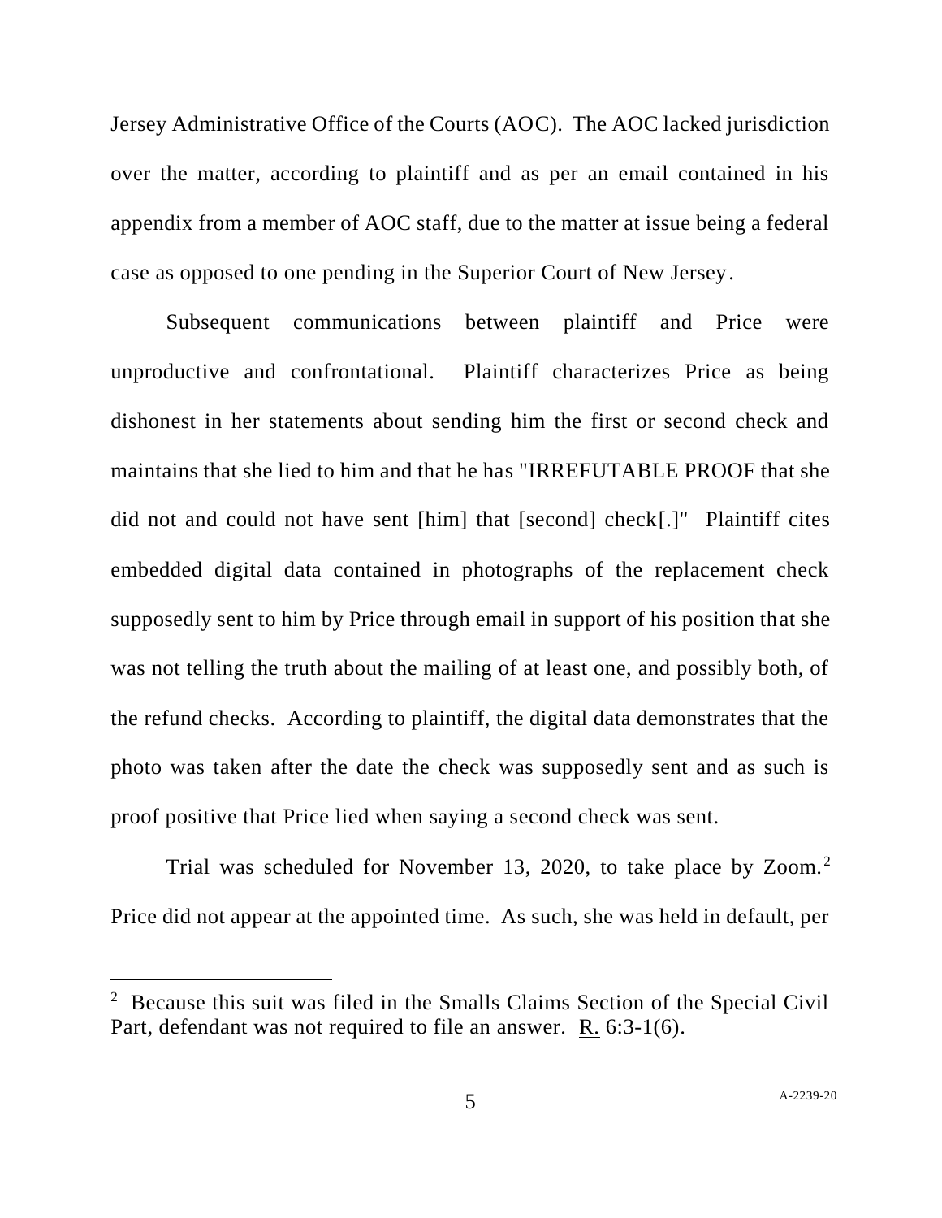Jersey Administrative Office of the Courts (AOC). The AOC lacked jurisdiction over the matter, according to plaintiff and as per an email contained in his appendix from a member of AOC staff, due to the matter at issue being a federal case as opposed to one pending in the Superior Court of New Jersey.

Subsequent communications between plaintiff and Price were unproductive and confrontational. Plaintiff characterizes Price as being dishonest in her statements about sending him the first or second check and maintains that she lied to him and that he has "IRREFUTABLE PROOF that she did not and could not have sent [him] that [second] check[.]" Plaintiff cites embedded digital data contained in photographs of the replacement check supposedly sent to him by Price through email in support of his position that she was not telling the truth about the mailing of at least one, and possibly both, of the refund checks. According to plaintiff, the digital data demonstrates that the photo was taken after the date the check was supposedly sent and as such is proof positive that Price lied when saying a second check was sent.

Trial was scheduled for November 13, 2020, to take place by Zoom.[2] Price did not appear at the appointed time. As such, she was held in default, per

---

[2] Because this suit was filed in the Smalls Claims Section of the Special Civil Part, defendant was not required to file an answer. R. 6:3-1(6).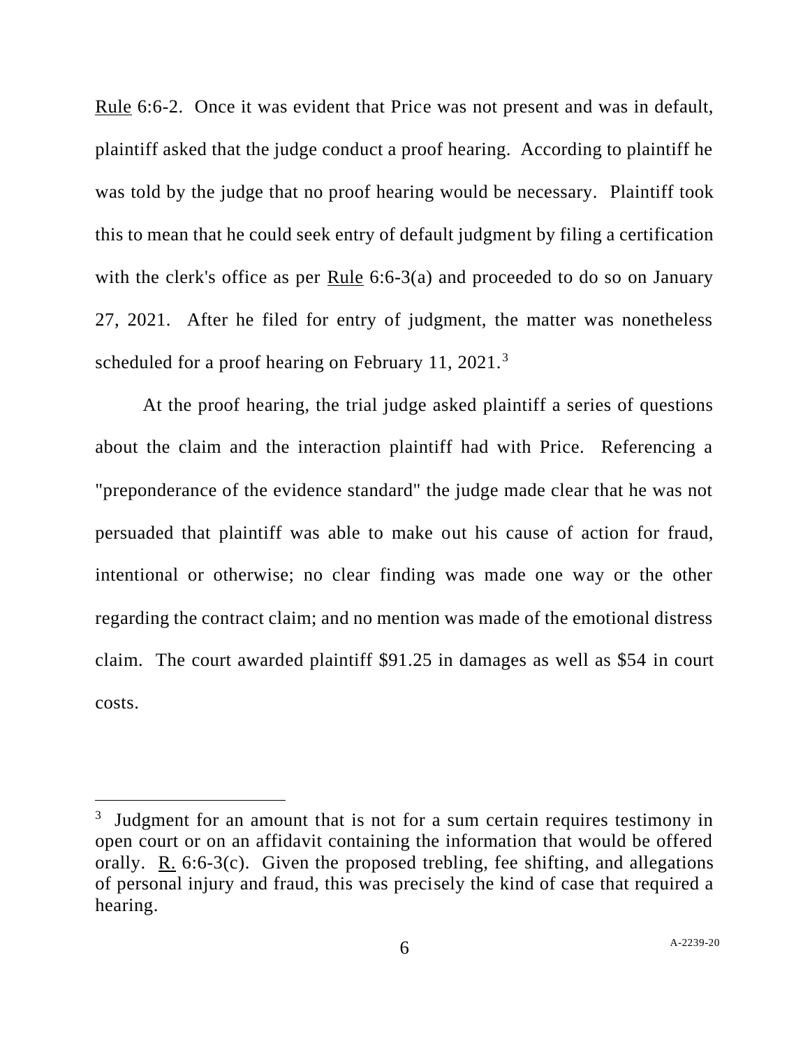Rule 6:6-2. Once it was evident that Price was not present and was in default, plaintiff asked that the judge conduct a proof hearing. According to plaintiff he was told by the judge that no proof hearing would be necessary. Plaintiff took this to mean that he could seek entry of default judgment by filing a certification with the clerk's office as per Rule 6:6-3(a) and proceeded to do so on January 27, 2021. After he filed for entry of judgment, the matter was nonetheless scheduled for a proof hearing on February 11, 2021.[3]

At the proof hearing, the trial judge asked plaintiff a series of questions about the claim and the interaction plaintiff had with Price. Referencing a "preponderance of the evidence standard" the judge made clear that he was not persuaded that plaintiff was able to make out his cause of action for fraud, intentional or otherwise; no clear finding was made one way or the other regarding the contract claim; and no mention was made of the emotional distress claim. The court awarded plaintiff $91.25 in damages as well as $54 in court costs.

---

[3] Judgment for an amount that is not for a sum certain requires testimony in open court or on an affidavit containing the information that would be offered orally. R. 6:6-3(c). Given the proposed trebling, fee shifting, and allegations of personal injury and fraud, this was precisely the kind of case that required a hearing.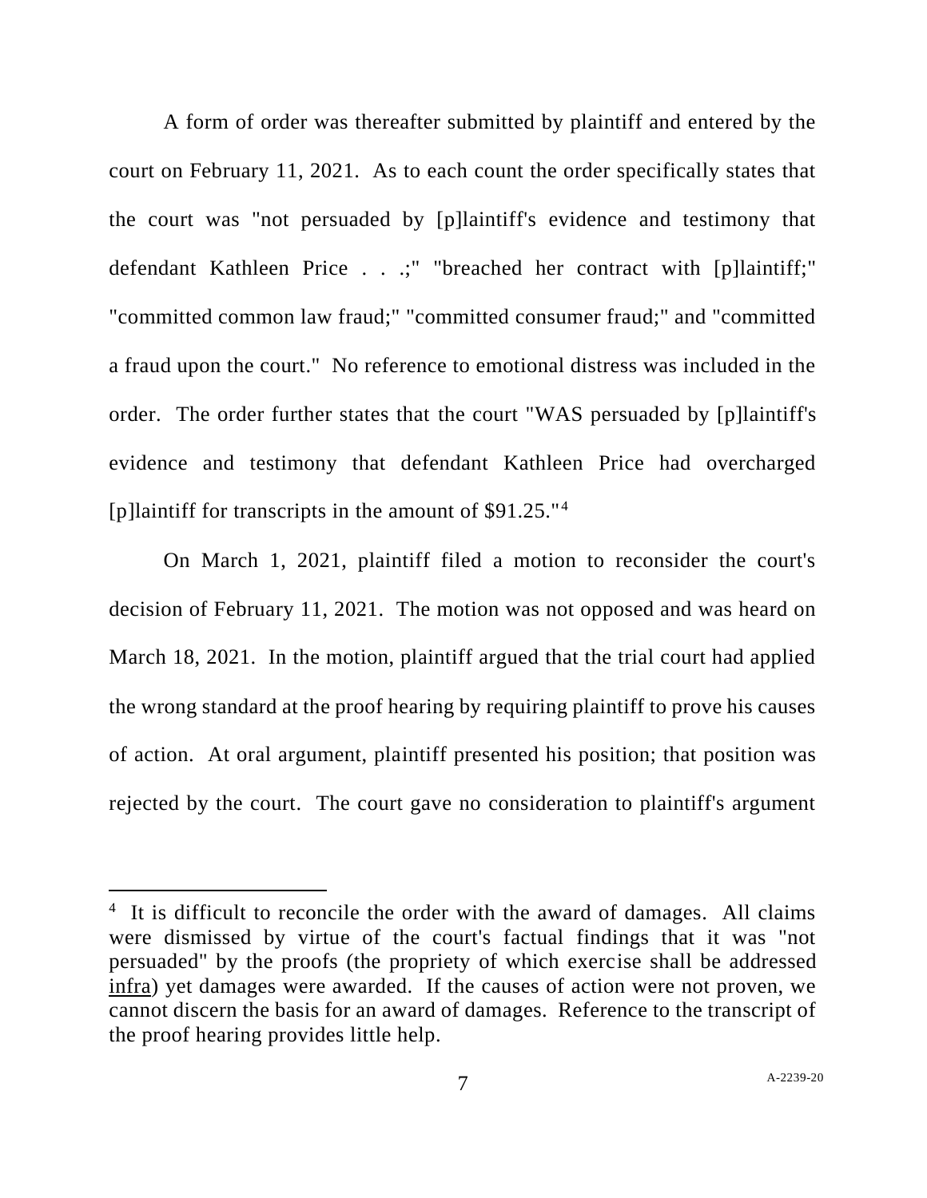A form of order was thereafter submitted by plaintiff and entered by the court on February 11, 2021. As to each count the order specifically states that the court was "not persuaded by [p]laintiff's evidence and testimony that defendant Kathleen Price . . .;" "breached her contract with [p]laintiff;" "committed common law fraud;" "committed consumer fraud;" and "committed a fraud upon the court." No reference to emotional distress was included in the order. The order further states that the court "WAS persuaded by [p]laintiff's evidence and testimony that defendant Kathleen Price had overcharged [p]laintiff for transcripts in the amount of $91.25."[4]

On March 1, 2021, plaintiff filed a motion to reconsider the court's decision of February 11, 2021. The motion was not opposed and was heard on March 18, 2021. In the motion, plaintiff argued that the trial court had applied the wrong standard at the proof hearing by requiring plaintiff to prove his causes of action. At oral argument, plaintiff presented his position; that position was rejected by the court. The court gave no consideration to plaintiff's argument

---

[4] It is difficult to reconcile the order with the award of damages. All claims were dismissed by virtue of the court's factual findings that it was "not persuaded" by the proofs (the propriety of which exercise shall be addressed <u>infra</u>) yet damages were awarded. If the causes of action were not proven, we cannot discern the basis for an award of damages. Reference to the transcript of the proof hearing provides little help.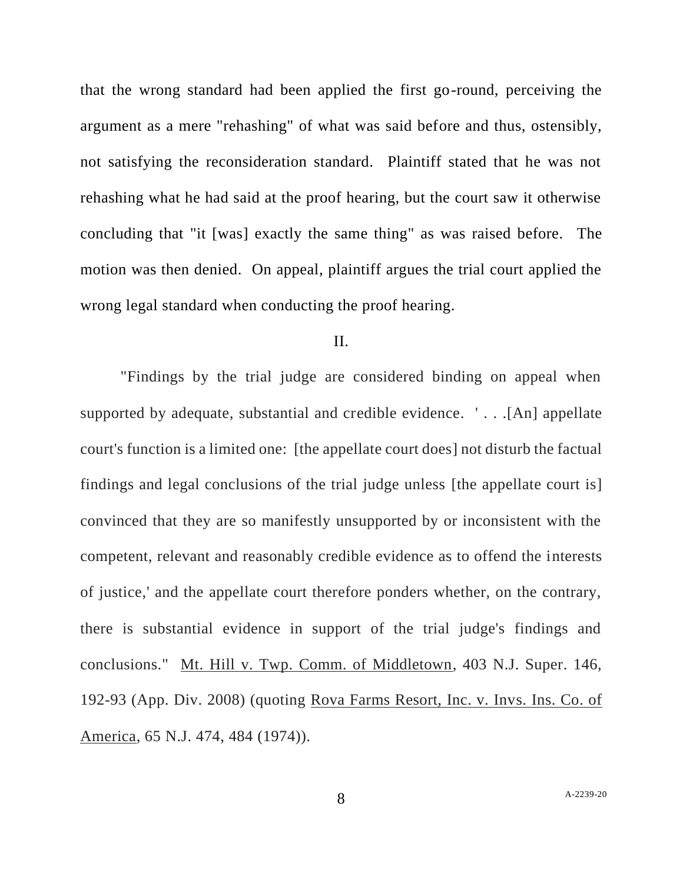that the wrong standard had been applied the first go-round, perceiving the argument as a mere "rehashing" of what was said before and thus, ostensibly, not satisfying the reconsideration standard. Plaintiff stated that he was not rehashing what he had said at the proof hearing, but the court saw it otherwise concluding that "it [was] exactly the same thing" as was raised before. The motion was then denied. On appeal, plaintiff argues the trial court applied the wrong legal standard when conducting the proof hearing.

## II.

"Findings by the trial judge are considered binding on appeal when supported by adequate, substantial and credible evidence. ' . . .[An] appellate court's function is a limited one: [the appellate court does] not disturb the factual findings and legal conclusions of the trial judge unless [the appellate court is] convinced that they are so manifestly unsupported by or inconsistent with the competent, relevant and reasonably credible evidence as to offend the interests of justice,' and the appellate court therefore ponders whether, on the contrary, there is substantial evidence in support of the trial judge's findings and conclusions." Mt. Hill v. Twp. Comm. of Middletown, 403 N.J. Super. 146, 192-93 (App. Div. 2008) (quoting Rova Farms Resort, Inc. v. Invs. Ins. Co. of America, 65 N.J. 474, 484 (1974)).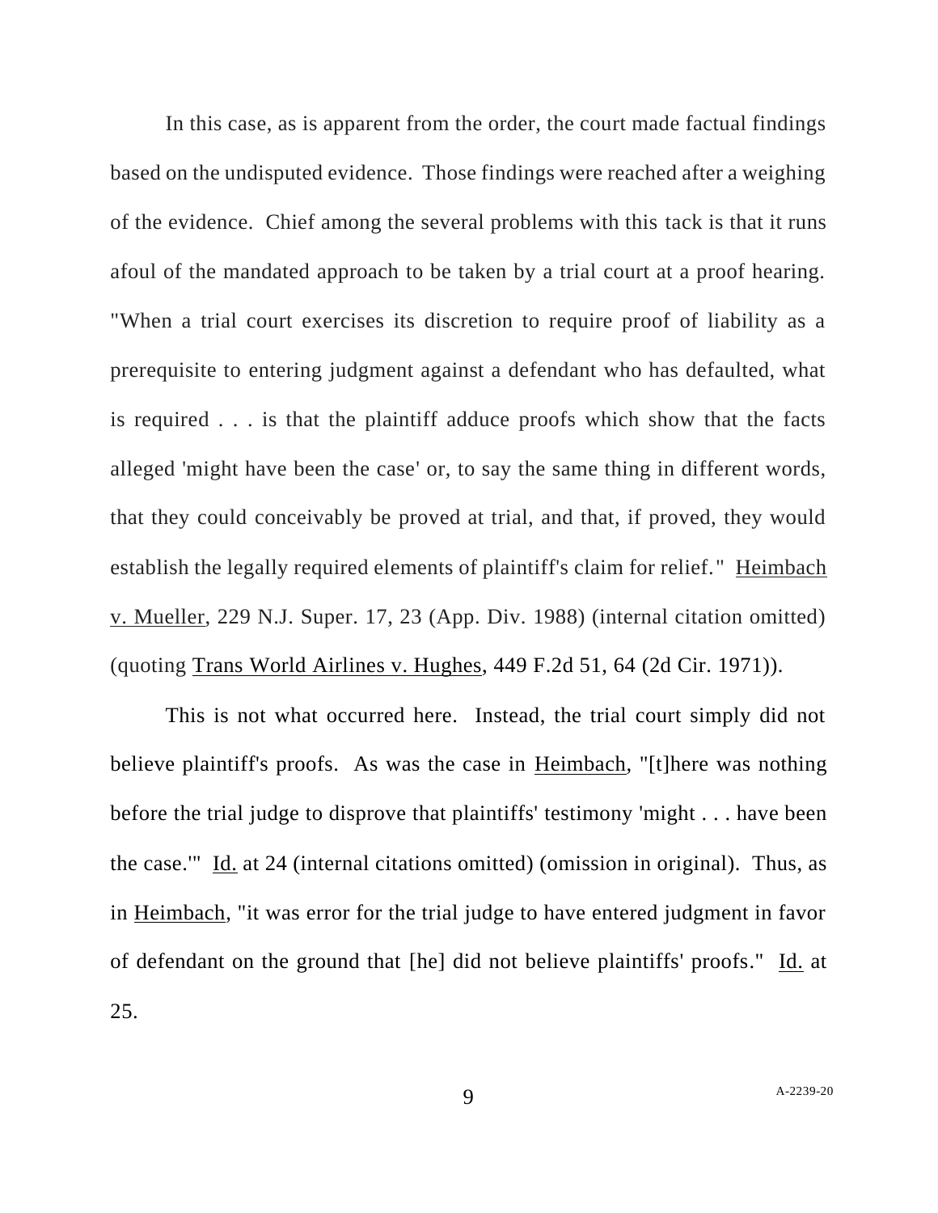In this case, as is apparent from the order, the court made factual findings based on the undisputed evidence. Those findings were reached after a weighing of the evidence. Chief among the several problems with this tack is that it runs afoul of the mandated approach to be taken by a trial court at a proof hearing. "When a trial court exercises its discretion to require proof of liability as a prerequisite to entering judgment against a defendant who has defaulted, what is required . . . is that the plaintiff adduce proofs which show that the facts alleged 'might have been the case' or, to say the same thing in different words, that they could conceivably be proved at trial, and that, if proved, they would establish the legally required elements of plaintiff's claim for relief." Heimbach v. Mueller, 229 N.J. Super. 17, 23 (App. Div. 1988) (internal citation omitted) (quoting Trans World Airlines v. Hughes, 449 F.2d 51, 64 (2d Cir. 1971)).

This is not what occurred here. Instead, the trial court simply did not believe plaintiff's proofs. As was the case in Heimbach, "[t]here was nothing before the trial judge to disprove that plaintiffs' testimony 'might . . . have been the case.'" Id. at 24 (internal citations omitted) (omission in original). Thus, as in Heimbach, "it was error for the trial judge to have entered judgment in favor of defendant on the ground that [he] did not believe plaintiffs' proofs." Id. at 25.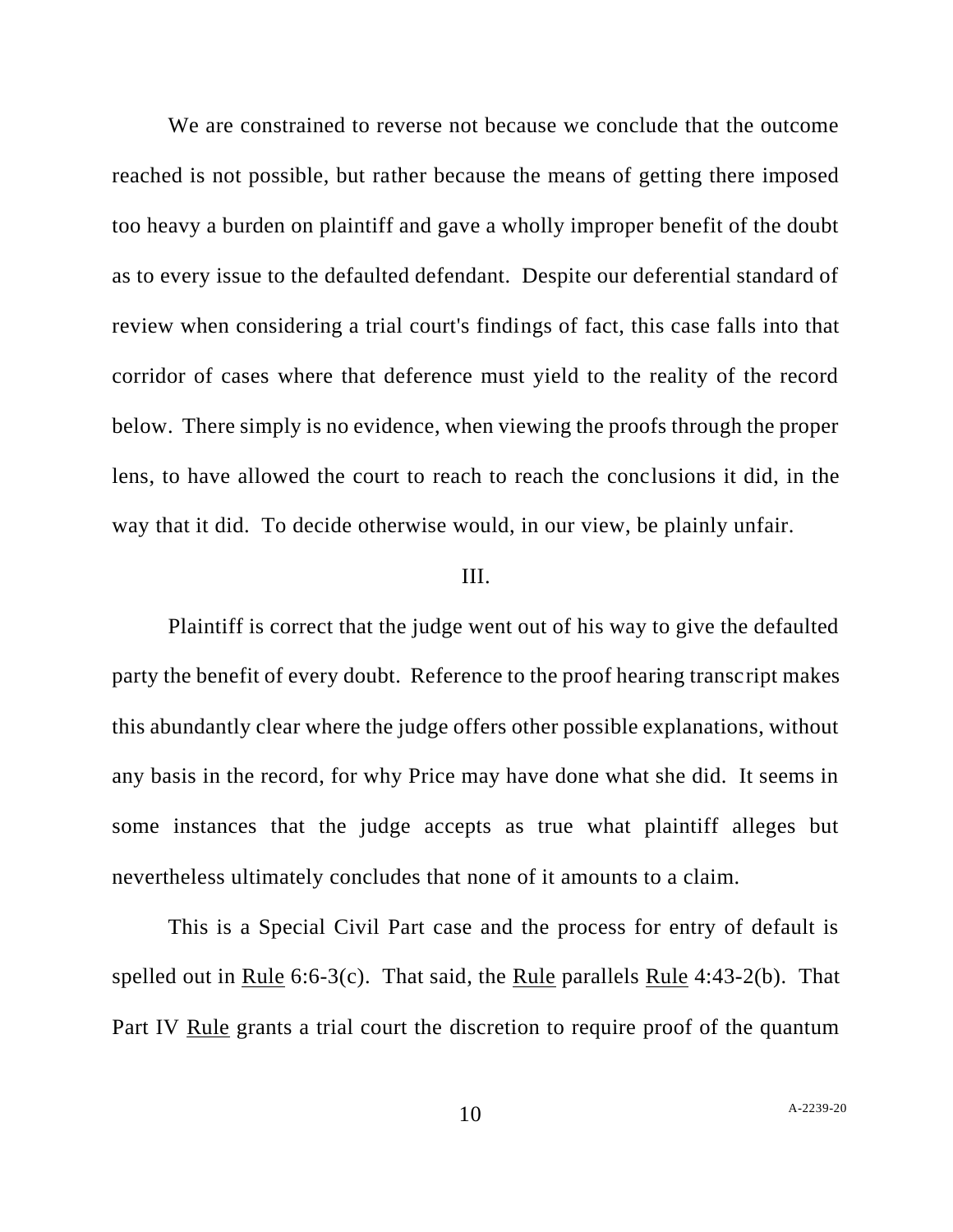We are constrained to reverse not because we conclude that the outcome reached is not possible, but rather because the means of getting there imposed too heavy a burden on plaintiff and gave a wholly improper benefit of the doubt as to every issue to the defaulted defendant. Despite our deferential standard of review when considering a trial court's findings of fact, this case falls into that corridor of cases where that deference must yield to the reality of the record below. There simply is no evidence, when viewing the proofs through the proper lens, to have allowed the court to reach to reach the conclusions it did, in the way that it did. To decide otherwise would, in our view, be plainly unfair.

III.

Plaintiff is correct that the judge went out of his way to give the defaulted party the benefit of every doubt. Reference to the proof hearing transcript makes this abundantly clear where the judge offers other possible explanations, without any basis in the record, for why Price may have done what she did. It seems in some instances that the judge accepts as true what plaintiff alleges but nevertheless ultimately concludes that none of it amounts to a claim.

This is a Special Civil Part case and the process for entry of default is spelled out in Rule 6:6-3(c). That said, the Rule parallels Rule 4:43-2(b). That Part IV Rule grants a trial court the discretion to require proof of the quantum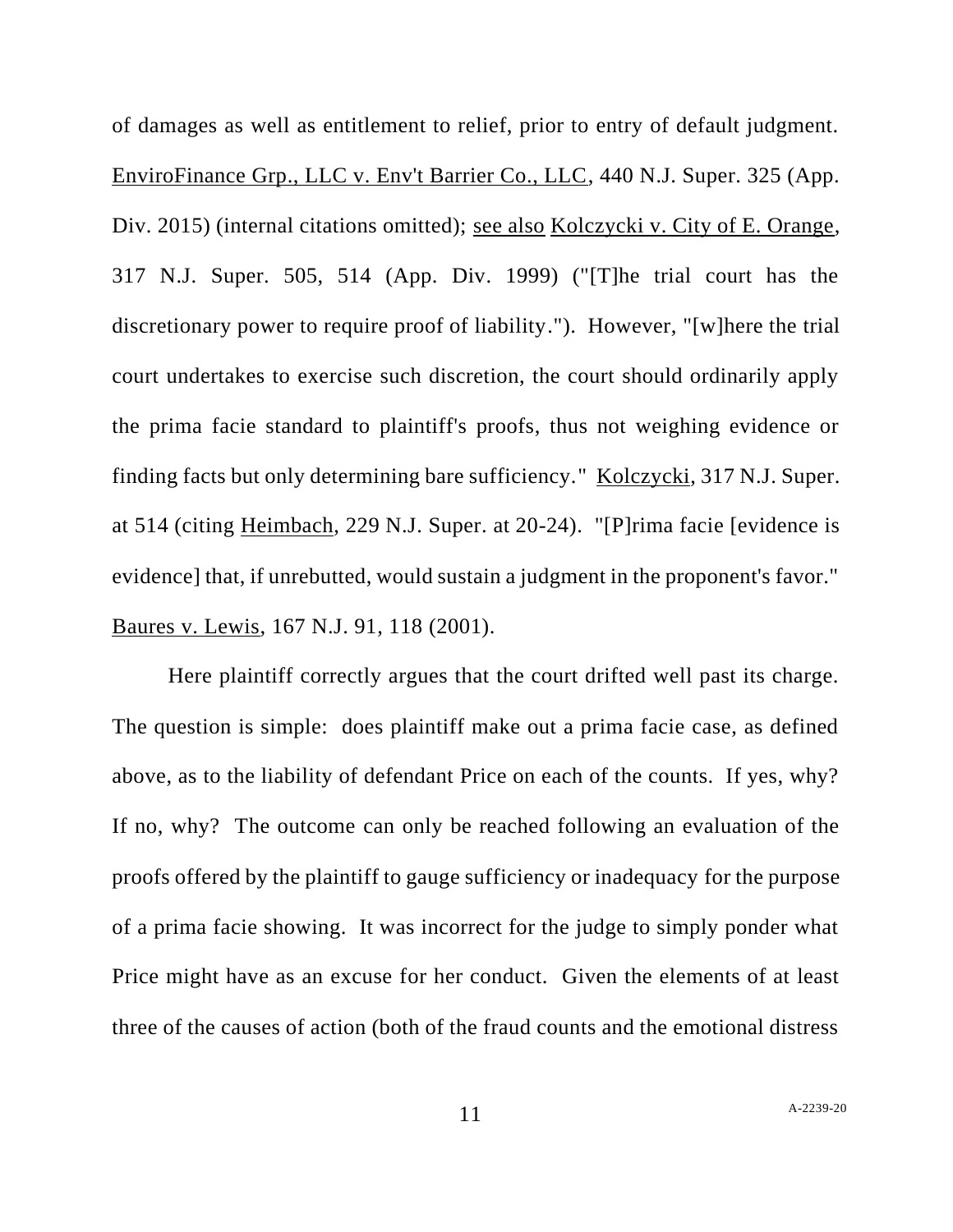of damages as well as entitlement to relief, prior to entry of default judgment. EnviroFinance Grp., LLC v. Env't Barrier Co., LLC, 440 N.J. Super. 325 (App. Div. 2015) (internal citations omitted); see also Kolczycki v. City of E. Orange, 317 N.J. Super. 505, 514 (App. Div. 1999) ("[T]he trial court has the discretionary power to require proof of liability."). However, "[w]here the trial court undertakes to exercise such discretion, the court should ordinarily apply the prima facie standard to plaintiff's proofs, thus not weighing evidence or finding facts but only determining bare sufficiency." Kolczycki, 317 N.J. Super. at 514 (citing Heimbach, 229 N.J. Super. at 20-24). "[P]rima facie [evidence is evidence] that, if unrebutted, would sustain a judgment in the proponent's favor." Baures v. Lewis, 167 N.J. 91, 118 (2001).

Here plaintiff correctly argues that the court drifted well past its charge. The question is simple: does plaintiff make out a prima facie case, as defined above, as to the liability of defendant Price on each of the counts. If yes, why? If no, why? The outcome can only be reached following an evaluation of the proofs offered by the plaintiff to gauge sufficiency or inadequacy for the purpose of a prima facie showing. It was incorrect for the judge to simply ponder what Price might have as an excuse for her conduct. Given the elements of at least three of the causes of action (both of the fraud counts and the emotional distress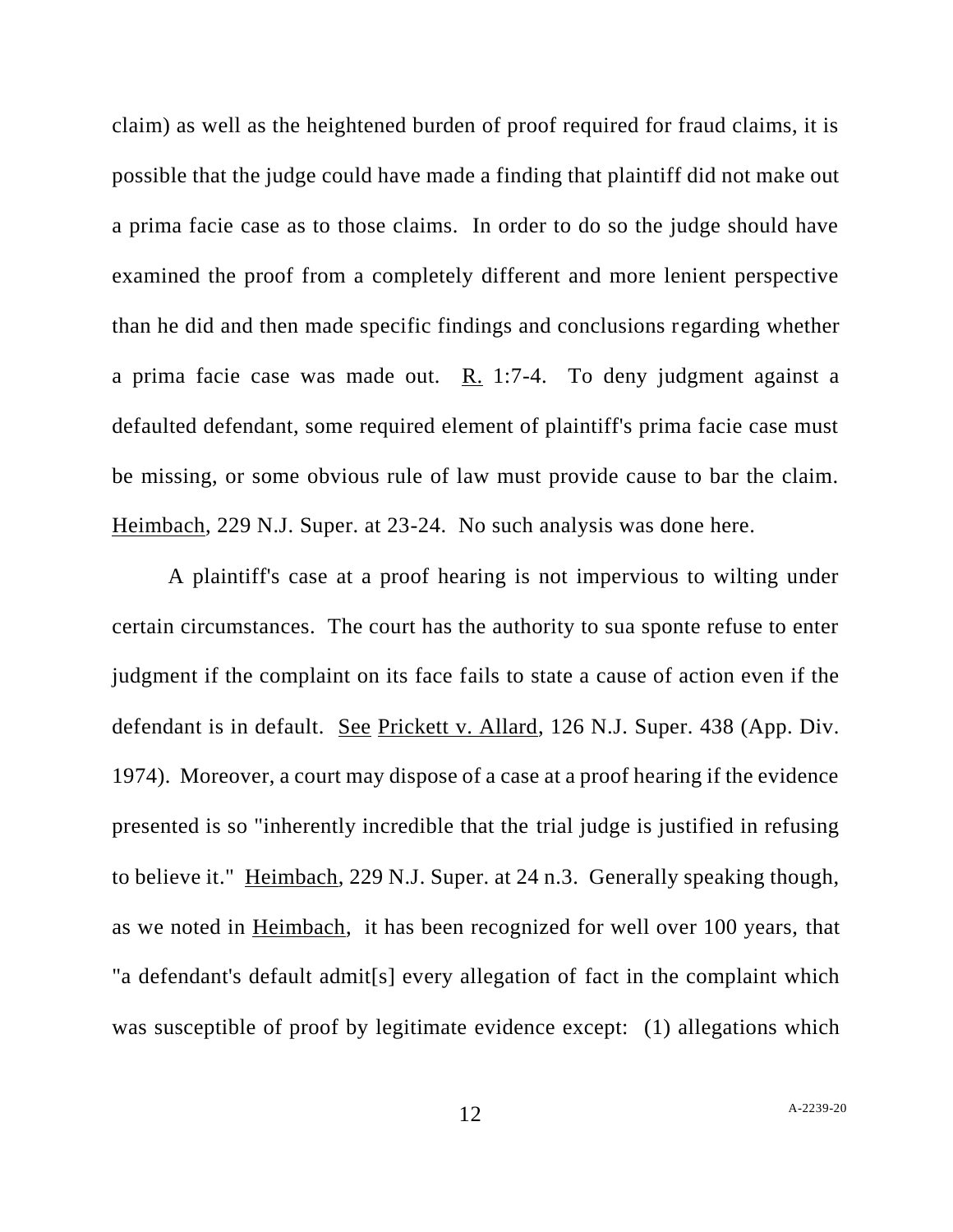claim) as well as the heightened burden of proof required for fraud claims, it is possible that the judge could have made a finding that plaintiff did not make out a prima facie case as to those claims. In order to do so the judge should have examined the proof from a completely different and more lenient perspective than he did and then made specific findings and conclusions regarding whether a prima facie case was made out. R. 1:7-4. To deny judgment against a defaulted defendant, some required element of plaintiff's prima facie case must be missing, or some obvious rule of law must provide cause to bar the claim. Heimbach, 229 N.J. Super. at 23-24. No such analysis was done here.

A plaintiff's case at a proof hearing is not impervious to wilting under certain circumstances. The court has the authority to sua sponte refuse to enter judgment if the complaint on its face fails to state a cause of action even if the defendant is in default. See Prickett v. Allard, 126 N.J. Super. 438 (App. Div. 1974). Moreover, a court may dispose of a case at a proof hearing if the evidence presented is so "inherently incredible that the trial judge is justified in refusing to believe it." Heimbach, 229 N.J. Super. at 24 n.3. Generally speaking though, as we noted in Heimbach, it has been recognized for well over 100 years, that "a defendant's default admit[s] every allegation of fact in the complaint which was susceptible of proof by legitimate evidence except: (1) allegations which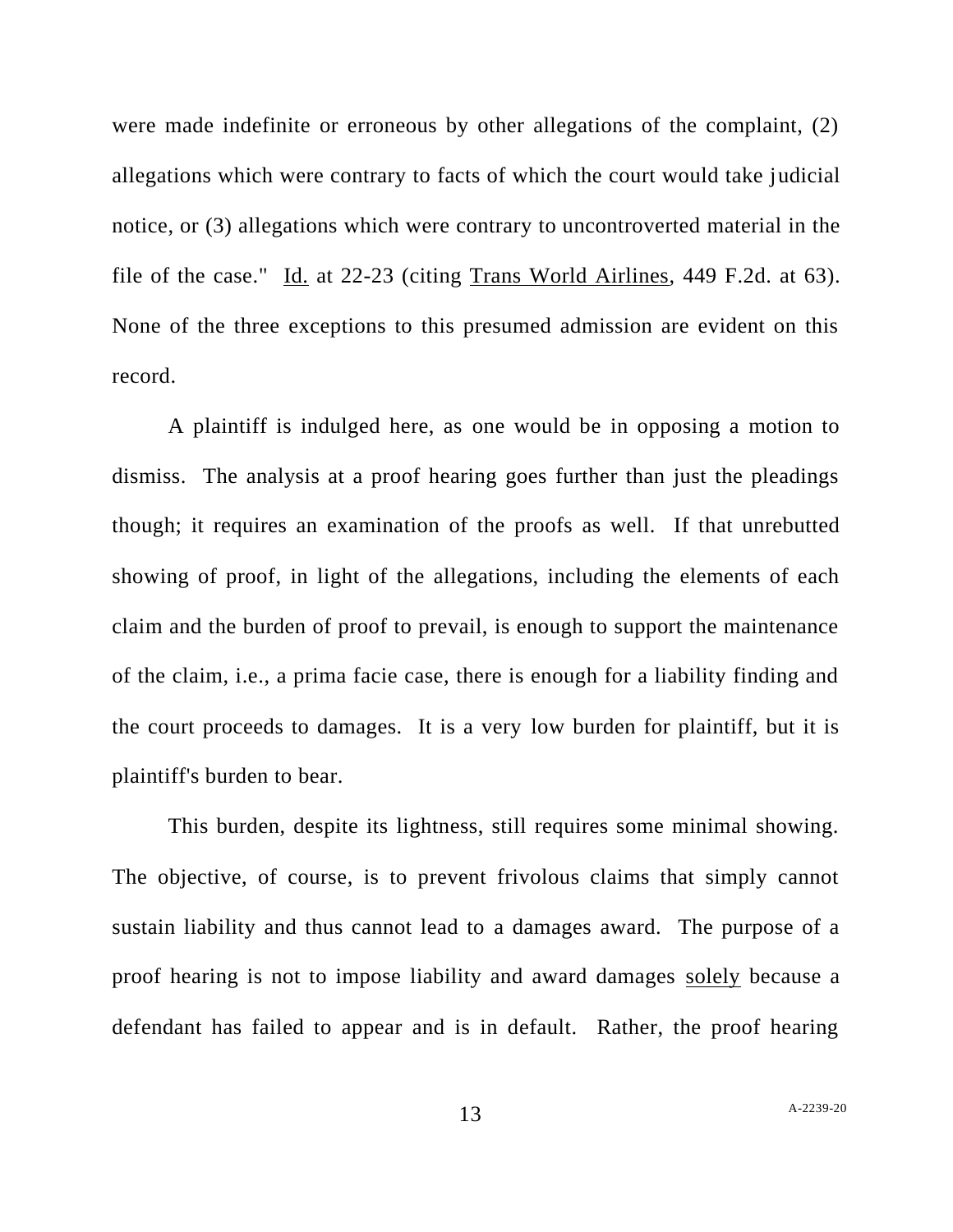were made indefinite or erroneous by other allegations of the complaint, (2) allegations which were contrary to facts of which the court would take judicial notice, or (3) allegations which were contrary to uncontroverted material in the file of the case." Id. at 22-23 (citing Trans World Airlines, 449 F.2d. at 63). None of the three exceptions to this presumed admission are evident on this record.

A plaintiff is indulged here, as one would be in opposing a motion to dismiss. The analysis at a proof hearing goes further than just the pleadings though; it requires an examination of the proofs as well. If that unrebutted showing of proof, in light of the allegations, including the elements of each claim and the burden of proof to prevail, is enough to support the maintenance of the claim, i.e., a prima facie case, there is enough for a liability finding and the court proceeds to damages. It is a very low burden for plaintiff, but it is plaintiff's burden to bear.

This burden, despite its lightness, still requires some minimal showing. The objective, of course, is to prevent frivolous claims that simply cannot sustain liability and thus cannot lead to a damages award. The purpose of a proof hearing is not to impose liability and award damages solely because a defendant has failed to appear and is in default. Rather, the proof hearing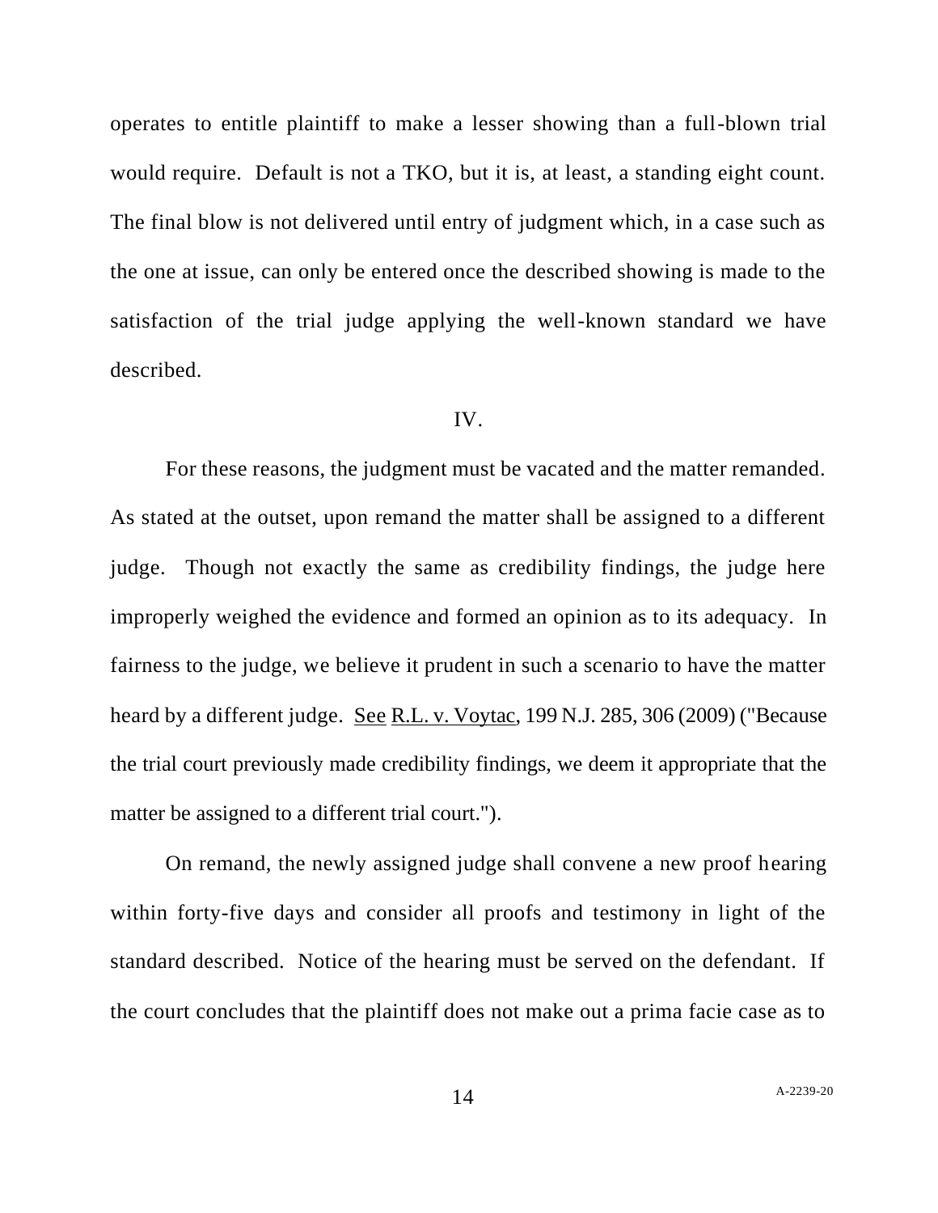operates to entitle plaintiff to make a lesser showing than a full-blown trial would require. Default is not a TKO, but it is, at least, a standing eight count. The final blow is not delivered until entry of judgment which, in a case such as the one at issue, can only be entered once the described showing is made to the satisfaction of the trial judge applying the well-known standard we have described.

## IV.

For these reasons, the judgment must be vacated and the matter remanded. As stated at the outset, upon remand the matter shall be assigned to a different judge. Though not exactly the same as credibility findings, the judge here improperly weighed the evidence and formed an opinion as to its adequacy. In fairness to the judge, we believe it prudent in such a scenario to have the matter heard by a different judge. See R.L. v. Voytac, 199 N.J. 285, 306 (2009) ("Because the trial court previously made credibility findings, we deem it appropriate that the matter be assigned to a different trial court.").

On remand, the newly assigned judge shall convene a new proof hearing within forty-five days and consider all proofs and testimony in light of the standard described. Notice of the hearing must be served on the defendant. If the court concludes that the plaintiff does not make out a prima facie case as to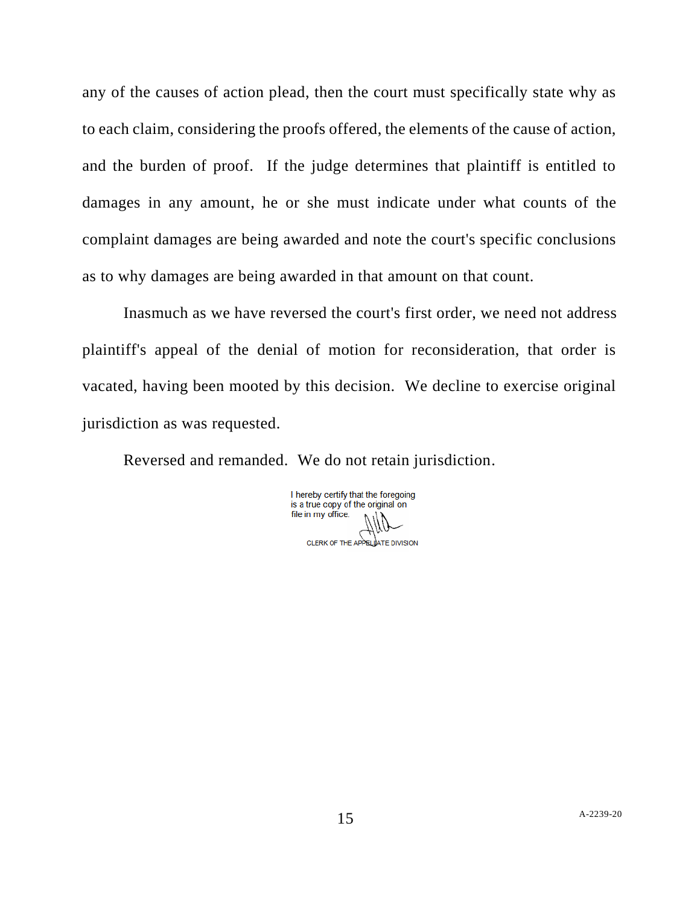any of the causes of action plead, then the court must specifically state why as to each claim, considering the proofs offered, the elements of the cause of action, and the burden of proof. If the judge determines that plaintiff is entitled to damages in any amount, he or she must indicate under what counts of the complaint damages are being awarded and note the court's specific conclusions as to why damages are being awarded in that amount on that count.

Inasmuch as we have reversed the court's first order, we need not address plaintiff's appeal of the denial of motion for reconsideration, that order is vacated, having been mooted by this decision. We decline to exercise original jurisdiction as was requested.

Reversed and remanded. We do not retain jurisdiction.

I hereby certify that the foregoing is a true copy of the original on file in my office.

CLERK OF THE APPELLATE DIVISION